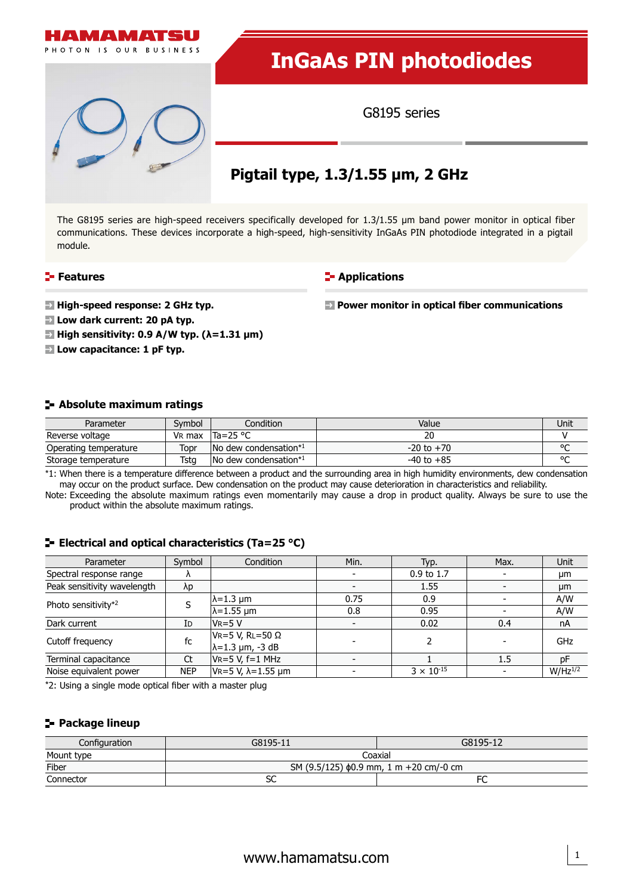HAMAMATSU

PHOTON IS OUR BUSINESS

# InGaAs PIN photodiodes

G8195 series

## Pigtail type, 1.3/1.55 μm, 2 GHz

The G8195 series are high-speed receivers specifically developed for 1.3/1.55 μm band power monitor in optical fiber communications. These devices incorporate a high-speed, high-sensitivity InGaAs PIN photodiode integrated in a pigtail module.

### Features

- **High-speed response: 2 GHz typ.**
- **Low dark current: 20 pA typ.**
- **High sensitivity: 0.9 A/W typ. (λ=1.31 μm)**
- **Low capacitance: 1 pF typ.**

### Applications

- **Power monitor in optical fiber communications**

### Absolute maximum ratings

| Parameter | Symbol | Condition | Value | Unit |
|---|---|---|---|---|
| Reverse voltage | $V_R$ max | Ta=25 °C | 20 | V |
| Operating temperature | Topr | No dew condensation*1 | -20 to +70 | °C |
| Storage temperature | Tstg | No dew condensation*1 | -40 to +85 | °C |

*1: When there is a temperature difference between a product and the surrounding area in high humidity environments, dew condensation may occur on the product surface. Dew condensation on the product may cause deterioration in characteristics and reliability.

Note: Exceeding the absolute maximum ratings even momentarily may cause a drop in product quality. Always be sure to use the product within the absolute maximum ratings.

### Electrical and optical characteristics (Ta=25 °C)

| Parameter | Symbol | Condition | Min. | Typ. | Max. | Unit |
|---|---|---|---|---|---|---|
| Spectral response range | λ | | - | 0.9 to 1.7 | - | μm |
| Peak sensitivity wavelength | λp | | - | 1.55 | - | μm |
| Photo sensitivity*2 | S | λ=1.3 μm | 0.75 | 0.9 | - | A/W |
| | | λ=1.55 μm | 0.8 | 0.95 | - | A/W |
| Dark current | $I_D$ | $V_R$=5 V | - | 0.02 | 0.4 | nA |
| Cutoff frequency | fc | $V_R$=5 V, $R_L$=50 Ω, λ=1.3 μm, -3 dB | - | 2 | - | GHz |
| Terminal capacitance | Ct | $V_R$=5 V, f=1 MHz | - | 1 | 1.5 | pF |
| Noise equivalent power | NEP | $V_R$=5 V, λ=1.55 μm | - | $3 \times 10^{-15}$ | - | $W/Hz^{1/2}$ |

*2: Using a single mode optical fiber with a master plug

### Package lineup

| Configuration | G8195-11 | G8195-12 |
|---|---|---|
| Mount type | Coaxial | |
| Fiber | SM (9.5/125) ϕ0.9 mm, 1 m +20 cm/-0 cm | |
| Connector | SC | FC |

www.hamamatsu.com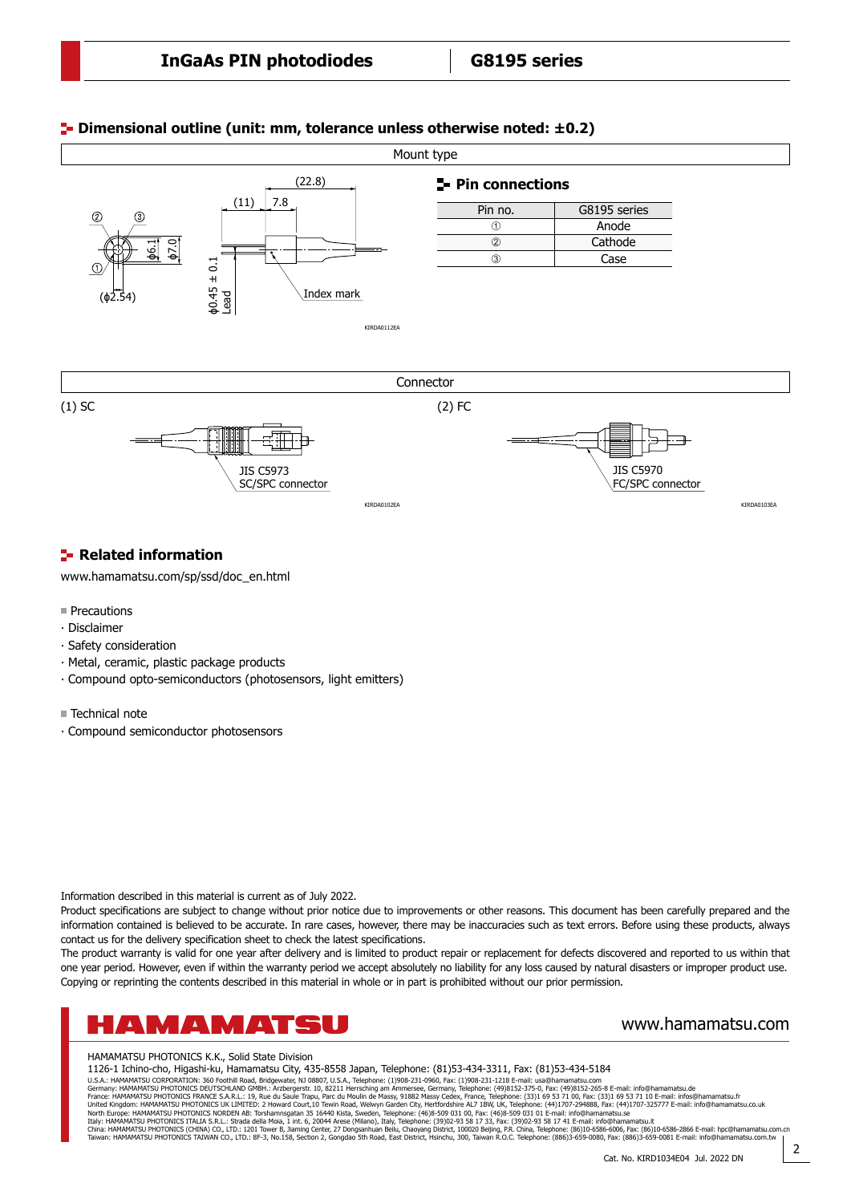## Dimensional outline (unit: mm, tolerance unless otherwise noted: ±0.2)

Mount type

(22.8)

(11) 7.8

② ③

①

(ϕ2.54)

ϕ6.1

ϕ7.0

ϕ0.45 ± 0.1 Lead

Index mark

KIRDA0112EA

### Pin connections

| Pin no. | G8195 series |
|---|---|
| ① | Anode |
| ② | Cathode |
| ③ | Case |

Connector

(1) SC

JIS C5973 SC/SPC connector

KIRDA0102EA

(2) FC

JIS C5970 FC/SPC connector

KIRDA0103EA

## Related information

www.hamamatsu.com/sp/ssd/doc_en.html

■ Precautions

- Disclaimer
- Safety consideration
- Metal, ceramic, plastic package products
- Compound opto-semiconductors (photosensors, light emitters)

■ Technical note

- Compound semiconductor photosensors

Information described in this material is current as of July 2022.

Product specifications are subject to change without prior notice due to improvements or other reasons. This document has been carefully prepared and the information contained is believed to be accurate. In rare cases, however, there may be inaccuracies such as text errors. Before using these products, always contact us for the delivery specification sheet to check the latest specifications.

The product warranty is valid for one year after delivery and is limited to product repair or replacement for defects discovered and reported to us within that one year period. However, even if within the warranty period we accept absolutely no liability for any loss caused by natural disasters or improper product use.

Copying or reprinting the contents described in this material in whole or in part is prohibited without our prior permission.

HAMAMATSU

www.hamamatsu.com

HAMAMATSU PHOTONICS K.K., Solid State Division

1126-1 Ichino-cho, Higashi-ku, Hamamatsu City, 435-8558 Japan, Telephone: (81)53-434-3311, Fax: (81)53-434-5184

U.S.A.: HAMAMATSU CORPORATION: 360 Foothill Road, Bridgewater, NJ 08807, U.S.A., Telephone: (1)908-231-0960, Fax: (1)908-231-1218 E-mail: usa@hamamatsu.com

Germany: HAMAMATSU PHOTONICS DEUTSCHLAND GMBH.: Arzbergerstr. 10, 82211 Herrsching am Ammersee, Germany, Telephone: (49)8152-375-0, Fax: (49)8152-265-8 E-mail: info@hamamatsu.de

France: HAMAMATSU PHOTONICS FRANCE S.A.R.L.: 19, Rue du Saule Trapu, Parc du Moulin de Massy, 91882 Massy Cedex, France, Telephone: (33)1 69 53 71 00, Fax: (33)1 69 53 71 10 E-mail: infos@hamamatsu.fr

United Kingdom: HAMAMATSU PHOTONICS UK LIMITED: 2 Howard Court,10 Tewin Road, Welwyn Garden City, Hertfordshire AL7 1BW, UK, Telephone: (44)1707-294888, Fax: (44)1707-325777 E-mail: info@hamamatsu.co.uk

North Europe: HAMAMATSU PHOTONICS NORDEN AB: Torshamnsgatan 35 16440 Kista, Sweden, Telephone: (46)8-509 031 00, Fax: (46)8-509 031 01 E-mail: info@hamamatsu.se

Italy: HAMAMATSU PHOTONICS ITALIA S.R.L.: Strada della Moia, 1 int. 6, 20044 Arese (Milano), Italy, Telephone: (39)02-93 58 17 33, Fax: (39)02-93 58 17 41 E-mail: info@hamamatsu.it

China: HAMAMATSU PHOTONICS (CHINA) CO., LTD.: 1201 Tower B, Jiaming Center, 27 Dongsanhuan Beilu, Chaoyang District, 100020 Beijing, P.R. China, Telephone: (86)10-6586-6006, Fax: (86)10-6586-2866 E-mail: hpc@hamamatsu.com.cn

Taiwan: HAMAMATSU PHOTONICS TAIWAN CO., LTD.: 8F-3, No.158, Section 2, Gongdao 5th Road, East District, Hsinchu, 300, Taiwan R.O.C. Telephone: (886)3-659-0080, Fax: (886)3-659-0081 E-mail: info@hamamatsu.com.tw

Cat. No. KIRD1034E04 Jul. 2022 DN